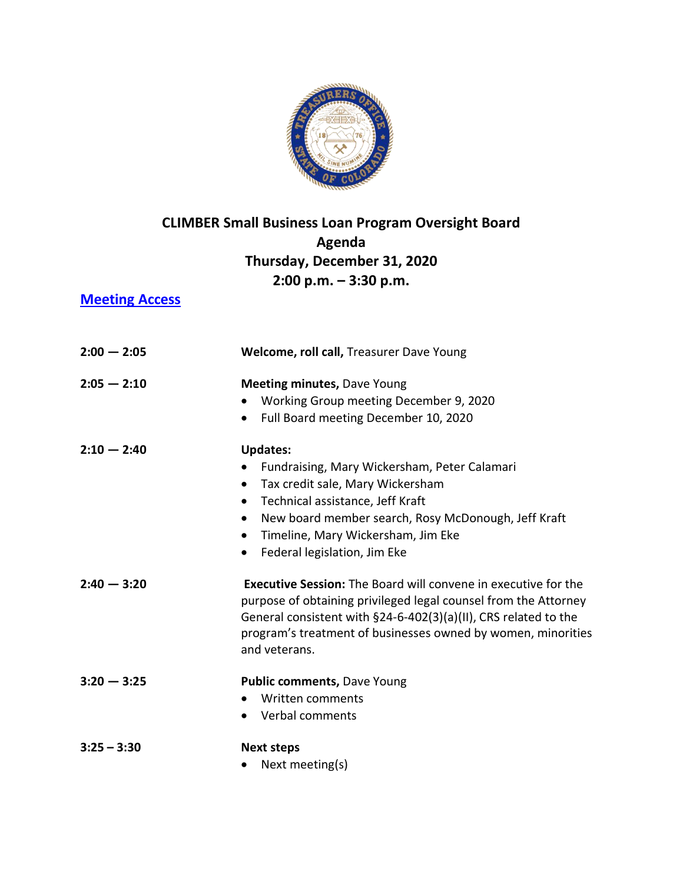# CLIMBER Small Business Loan Program Oversight Board

## Agenda

## Thursday, December 31, 2020

## 2:00 p.m. – 3:30 p.m.

**Meeting Access**

| | |
|---|---|
| **2:00 — 2:05** | **Welcome, roll call,** Treasurer Dave Young |
| **2:05 — 2:10** | **Meeting minutes,** Dave Young<br>• Working Group meeting December 9, 2020<br>• Full Board meeting December 10, 2020 |
| **2:10 — 2:40** | **Updates:**<br>• Fundraising, Mary Wickersham, Peter Calamari<br>• Tax credit sale, Mary Wickersham<br>• Technical assistance, Jeff Kraft<br>• New board member search, Rosy McDonough, Jeff Kraft<br>• Timeline, Mary Wickersham, Jim Eke<br>• Federal legislation, Jim Eke |
| **2:40 — 3:20** | **Executive Session:** The Board will convene in executive for the purpose of obtaining privileged legal counsel from the Attorney General consistent with §24-6-402(3)(a)(II), CRS related to the program's treatment of businesses owned by women, minorities and veterans. |
| **3:20 — 3:25** | **Public comments,** Dave Young<br>• Written comments<br>• Verbal comments |
| **3:25 – 3:30** | **Next steps**<br>• Next meeting(s) |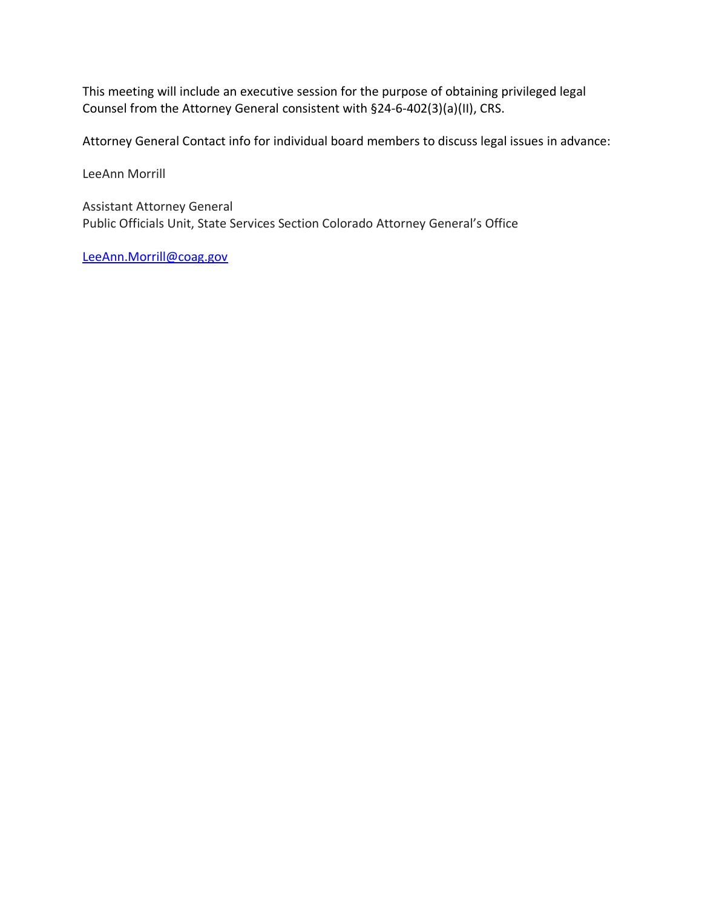This meeting will include an executive session for the purpose of obtaining privileged legal Counsel from the Attorney General consistent with §24-6-402(3)(a)(II), CRS.

Attorney General Contact info for individual board members to discuss legal issues in advance:

LeeAnn Morrill

Assistant Attorney General
Public Officials Unit, State Services Section Colorado Attorney General's Office

LeeAnn.Morrill@coag.gov